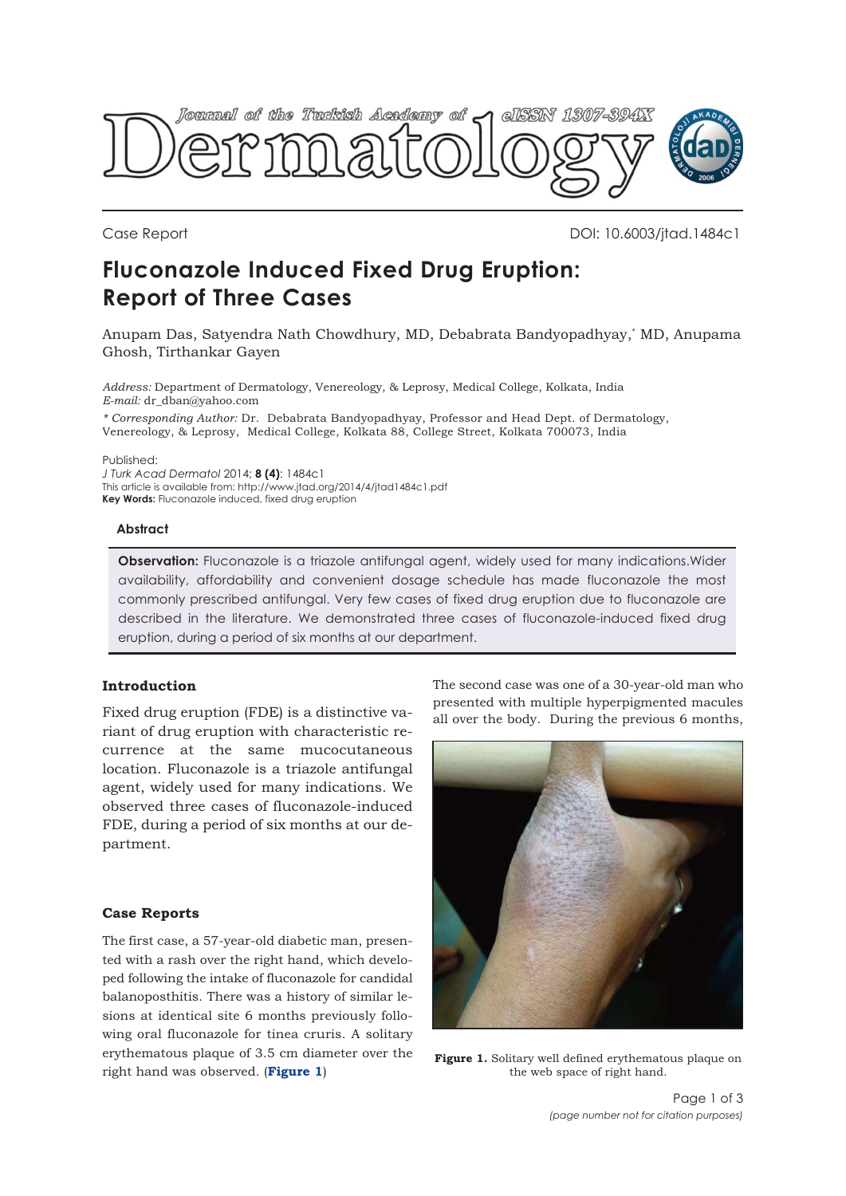Case Report

DOI: 10.6003/jtad.1484c1

# Fluconazole Induced Fixed Drug Eruption: Report of Three Cases

Anupam Das, Satyendra Nath Chowdhury, MD, Debabrata Bandyopadhyay,* MD, Anupama Ghosh, Tirthankar Gayen

*Address:* Department of Dermatology, Venereology, & Leprosy, Medical College, Kolkata, India
*E-mail:* dr_dban@yahoo.com

*\* Corresponding Author:* Dr. Debabrata Bandyopadhyay, Professor and Head Dept. of Dermatology, Venereology, & Leprosy, Medical College, Kolkata 88, College Street, Kolkata 700073, India

Published:
*J Turk Acad Dermatol* 2014; **8 (4)**: 1484c1
This article is available from: http://www.jtad.org/2014/4/jtad1484c1.pdf
**Key Words:** Fluconazole induced, fixed drug eruption

### Abstract

**Observation:** Fluconazole is a triazole antifungal agent, widely used for many indications.Wider availability, affordability and convenient dosage schedule has made fluconazole the most commonly prescribed antifungal. Very few cases of fixed drug eruption due to fluconazole are described in the literature. We demonstrated three cases of fluconazole-induced fixed drug eruption, during a period of six months at our department.

## Introduction

Fixed drug eruption (FDE) is a distinctive variant of drug eruption with characteristic recurrence at the same mucocutaneous location. Fluconazole is a triazole antifungal agent, widely used for many indications. We observed three cases of fluconazole-induced FDE, during a period of six months at our department.

## Case Reports

The first case, a 57-year-old diabetic man, presented with a rash over the right hand, which developed following the intake of fluconazole for candidal balanoposthitis. There was a history of similar lesions at identical site 6 months previously following oral fluconazole for tinea cruris. A solitary erythematous plaque of 3.5 cm diameter over the right hand was observed. (**Figure 1**)

**Figure 1.** Solitary well defined erythematous plaque on the web space of right hand.

The second case was one of a 30-year-old man who presented with multiple hyperpigmented macules all over the body. During the previous 6 months,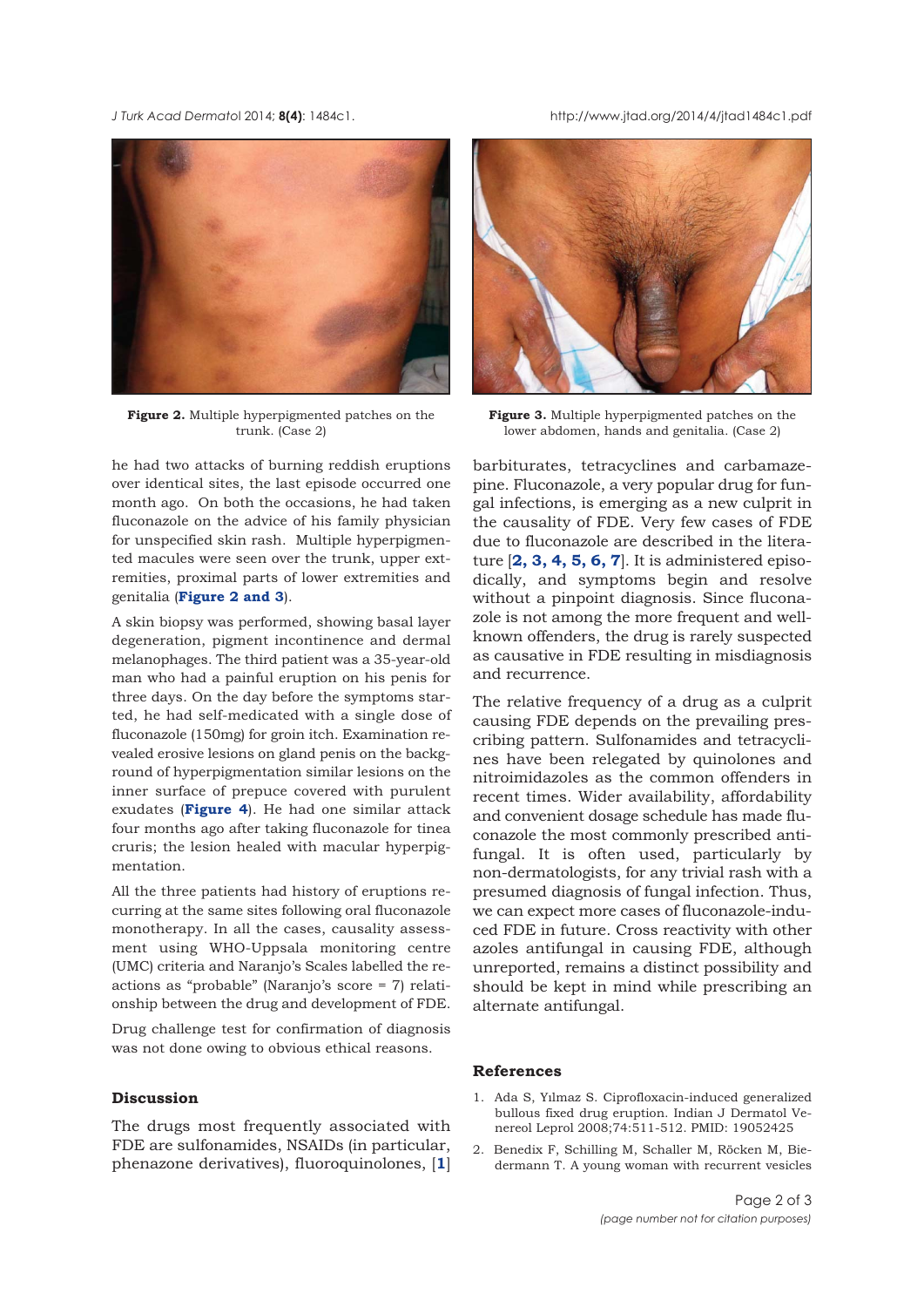Figure 2. Multiple hyperpigmented patches on the trunk. (Case 2)

Figure 3. Multiple hyperpigmented patches on the lower abdomen, hands and genitalia. (Case 2)

he had two attacks of burning reddish eruptions over identical sites, the last episode occurred one month ago. On both the occasions, he had taken fluconazole on the advice of his family physician for unspecified skin rash. Multiple hyperpigmented macules were seen over the trunk, upper extremities, proximal parts of lower extremities and genitalia (**Figure 2 and 3**).

A skin biopsy was performed, showing basal layer degeneration, pigment incontinence and dermal melanophages. The third patient was a 35-year-old man who had a painful eruption on his penis for three days. On the day before the symptoms started, he had self-medicated with a single dose of fluconazole (150mg) for groin itch. Examination revealed erosive lesions on gland penis on the background of hyperpigmentation similar lesions on the inner surface of prepuce covered with purulent exudates (**Figure 4**). He had one similar attack four months ago after taking fluconazole for tinea cruris; the lesion healed with macular hyperpigmentation.

All the three patients had history of eruptions recurring at the same sites following oral fluconazole monotherapy. In all the cases, causality assessment using WHO-Uppsala monitoring centre (UMC) criteria and Naranjo's Scales labelled the reactions as "probable" (Naranjo's score = 7) relationship between the drug and development of FDE.

Drug challenge test for confirmation of diagnosis was not done owing to obvious ethical reasons.

## Discussion

The drugs most frequently associated with FDE are sulfonamides, NSAIDs (in particular, phenazone derivatives), fluoroquinolones, [**1**] barbiturates, tetracyclines and carbamazepine. Fluconazole, a very popular drug for fungal infections, is emerging as a new culprit in the causality of FDE. Very few cases of FDE due to fluconazole are described in the literature [**2, 3, 4, 5, 6, 7**]. It is administered episodically, and symptoms begin and resolve without a pinpoint diagnosis. Since fluconazole is not among the more frequent and well-known offenders, the drug is rarely suspected as causative in FDE resulting in misdiagnosis and recurrence.

The relative frequency of a drug as a culprit causing FDE depends on the prevailing prescribing pattern. Sulfonamides and tetracyclines have been relegated by quinolones and nitroimidazoles as the common offenders in recent times. Wider availability, affordability and convenient dosage schedule has made fluconazole the most commonly prescribed antifungal. It is often used, particularly by non-dermatologists, for any trivial rash with a presumed diagnosis of fungal infection. Thus, we can expect more cases of fluconazole-induced FDE in future. Cross reactivity with other azoles antifungal in causing FDE, although unreported, remains a distinct possibility and should be kept in mind while prescribing an alternate antifungal.

## References

1. Ada S, Yılmaz S. Ciprofloxacin-induced generalized bullous fixed drug eruption. Indian J Dermatol Venereol Leprol 2008;74:511-512. PMID: 19052425
2. Benedix F, Schilling M, Schaller M, Röcken M, Biedermann T. A young woman with recurrent vesicles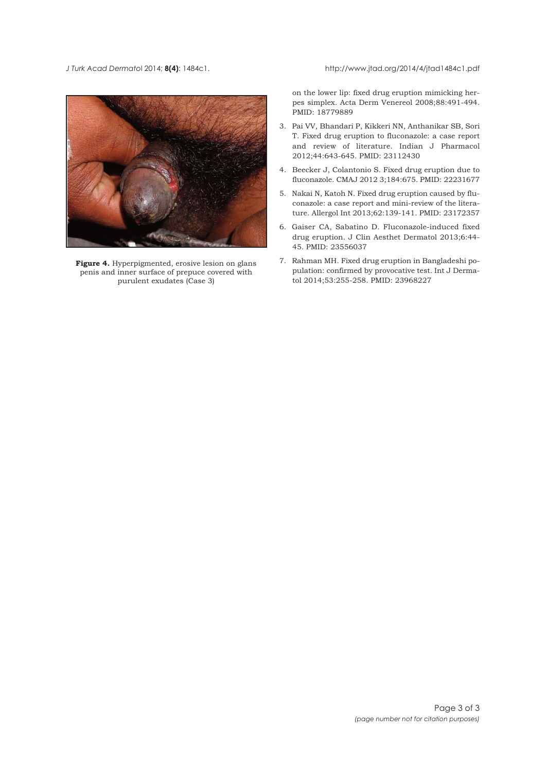**Figure 4.** Hyperpigmented, erosive lesion on glans penis and inner surface of prepuce covered with purulent exudates (Case 3)

on the lower lip: fixed drug eruption mimicking herpes simplex. Acta Derm Venereol 2008;88:491-494. PMID: 18779889

3. Pai VV, Bhandari P, Kikkeri NN, Anthanikar SB, Sori T. Fixed drug eruption to fluconazole: a case report and review of literature. Indian J Pharmacol 2012;44:643-645. PMID: 23112430
4. Beecker J, Colantonio S. Fixed drug eruption due to fluconazole. CMAJ 2012 3;184:675. PMID: 22231677
5. Nakai N, Katoh N. Fixed drug eruption caused by fluconazole: a case report and mini-review of the literature. Allergol Int 2013;62:139-141. PMID: 23172357
6. Gaiser CA, Sabatino D. Fluconazole-induced fixed drug eruption. J Clin Aesthet Dermatol 2013;6:44-45. PMID: 23556037
7. Rahman MH. Fixed drug eruption in Bangladeshi population: confirmed by provocative test. Int J Dermatol 2014;53:255-258. PMID: 23968227